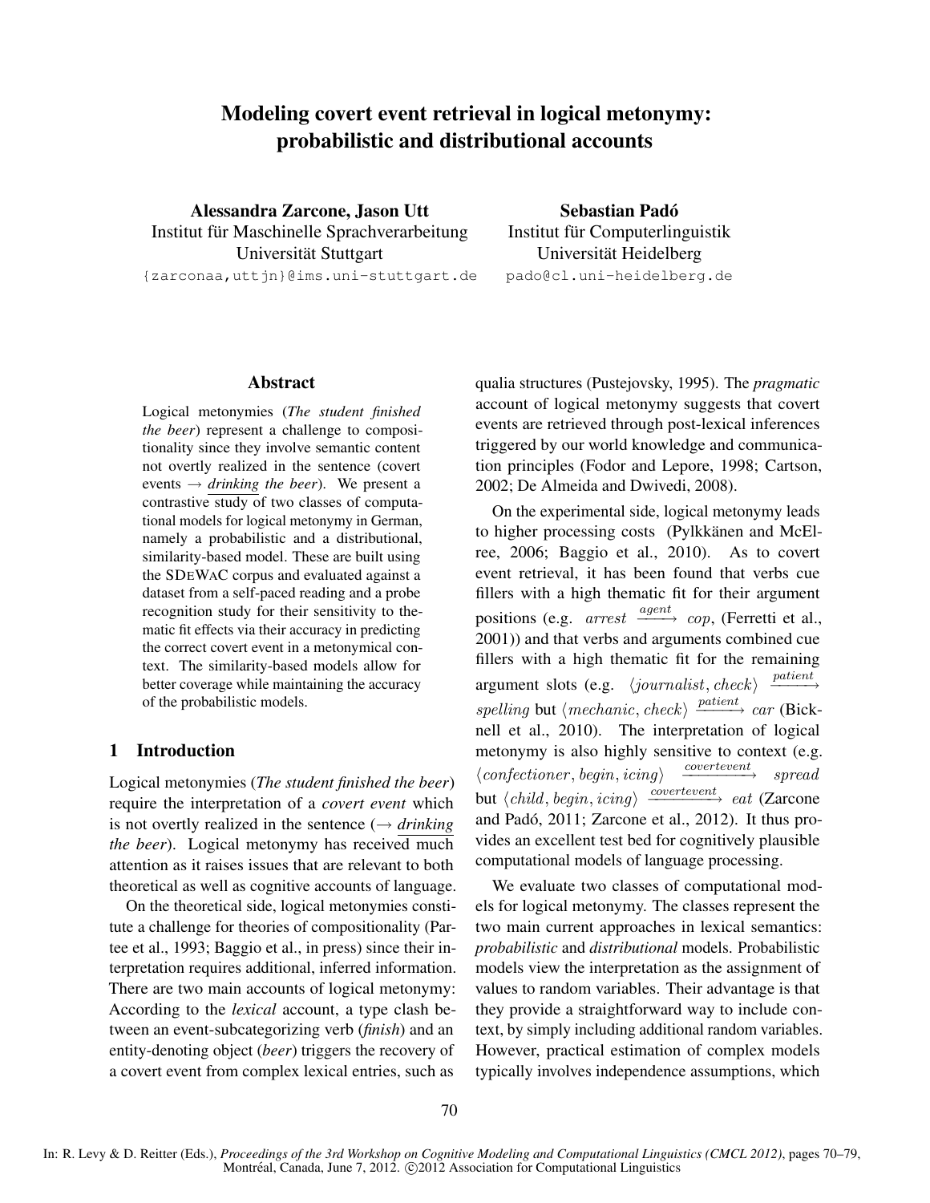# Modeling covert event retrieval in logical metonymy: probabilistic and distributional accounts

**Alessandra Zarcone, Jason Utt**
Institut für Maschinelle Sprachverarbeitung
Universität Stuttgart
{zarconaa,uttjn}@ims.uni-stuttgart.de

**Sebastian Padó**
Institut für Computerlinguistik
Universität Heidelberg
pado@cl.uni-heidelberg.de

## Abstract

Logical metonymies (*The student finished the beer*) represent a challenge to compositionality since they involve semantic content not overtly realized in the sentence (covert events → drinking the beer). We present a contrastive study of two classes of computational models for logical metonymy in German, namely a probabilistic and a distributional, similarity-based model. These are built using the SDEWAC corpus and evaluated against a dataset from a self-paced reading and a probe recognition study for their sensitivity to thematic fit effects via their accuracy in predicting the correct covert event in a metonymical context. The similarity-based models allow for better coverage while maintaining the accuracy of the probabilistic models.

## 1 Introduction

Logical metonymies (*The student finished the beer*) require the interpretation of a *covert event* which is not overtly realized in the sentence (→ drinking the beer). Logical metonymy has received much attention as it raises issues that are relevant to both theoretical as well as cognitive accounts of language.

On the theoretical side, logical metonymies constitute a challenge for theories of compositionality (Partee et al., 1993; Baggio et al., in press) since their interpretation requires additional, inferred information. There are two main accounts of logical metonymy: According to the *lexical* account, a type clash between an event-subcategorizing verb (*finish*) and an entity-denoting object (*beer*) triggers the recovery of a covert event from complex lexical entries, such as qualia structures (Pustejovsky, 1995). The *pragmatic* account of logical metonymy suggests that covert events are retrieved through post-lexical inferences triggered by our world knowledge and communication principles (Fodor and Lepore, 1998; Cartson, 2002; De Almeida and Dwivedi, 2008).

On the experimental side, logical metonymy leads to higher processing costs (Pylkkänen and McElree, 2006; Baggio et al., 2010). As to covert event retrieval, it has been found that verbs cue fillers with a high thematic fit for their argument positions (e.g. $arrest \xrightarrow{agent} cop$, (Ferretti et al., 2001)) and that verbs and arguments combined cue fillers with a high thematic fit for the remaining argument slots (e.g. $\langle journalist, check\rangle \xrightarrow{patient} spelling$ but $\langle mechanic, check\rangle \xrightarrow{patient} car$ (Bicknell et al., 2010). The interpretation of logical metonymy is also highly sensitive to context (e.g. $\langle confectioner, begin, icing\rangle \xrightarrow{covertevent} spread$ but $\langle child, begin, icing\rangle \xrightarrow{covertevent} eat$ (Zarcone and Padó, 2011; Zarcone et al., 2012). It thus provides an excellent test bed for cognitively plausible computational models of language processing.

We evaluate two classes of computational models for logical metonymy. The classes represent the two main current approaches in lexical semantics: *probabilistic* and *distributional* models. Probabilistic models view the interpretation as the assignment of values to random variables. Their advantage is that they provide a straightforward way to include context, by simply including additional random variables. However, practical estimation of complex models typically involves independence assumptions, which

In: R. Levy & D. Reitter (Eds.), *Proceedings of the 3rd Workshop on Cognitive Modeling and Computational Linguistics (CMCL 2012)*, pages 70–79, Montréal, Canada, June 7, 2012. ©2012 Association for Computational Linguistics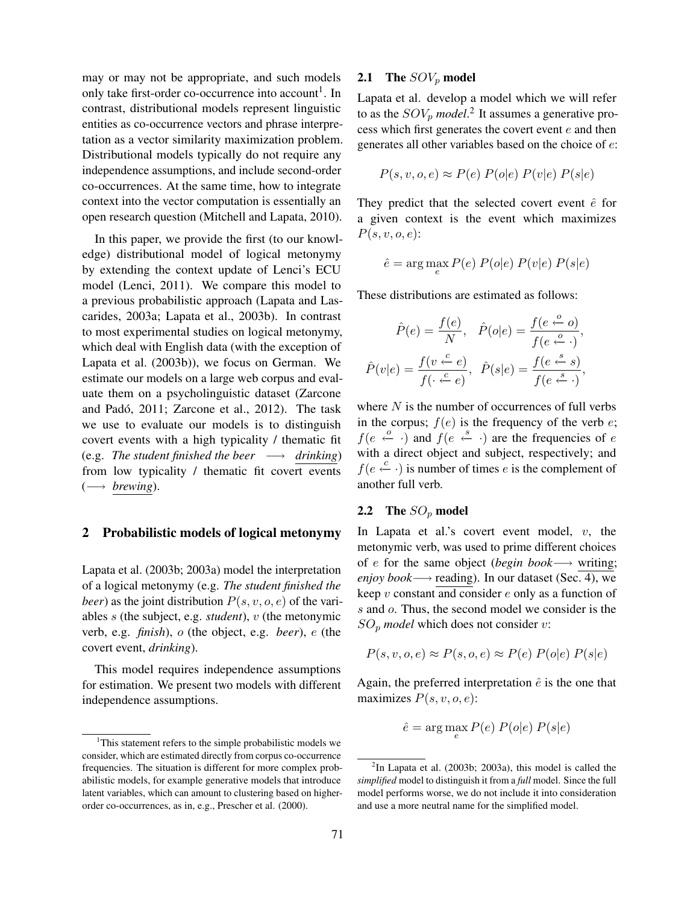may or may not be appropriate, and such models only take first-order co-occurrence into account[1]. In contrast, distributional models represent linguistic entities as co-occurrence vectors and phrase interpretation as a vector similarity maximization problem. Distributional models typically do not require any independence assumptions, and include second-order co-occurrences. At the same time, how to integrate context into the vector computation is essentially an open research question (Mitchell and Lapata, 2010).

In this paper, we provide the first (to our knowledge) distributional model of logical metonymy by extending the context update of Lenci's ECU model (Lenci, 2011). We compare this model to a previous probabilistic approach (Lapata and Lascarides, 2003a; Lapata et al., 2003b). In contrast to most experimental studies on logical metonymy, which deal with English data (with the exception of Lapata et al. (2003b)), we focus on German. We estimate our models on a large web corpus and evaluate them on a psycholinguistic dataset (Zarcone and Padó, 2011; Zarcone et al., 2012). The task we use to evaluate our models is to distinguish covert events with a high typicality / thematic fit (e.g. *The student finished the beer* $\longrightarrow$ drinking) from low typicality / thematic fit covert events ($\longrightarrow$ brewing).

## 2 Probabilistic models of logical metonymy

Lapata et al. (2003b; 2003a) model the interpretation of a logical metonymy (e.g. ***The student finished the beer***) as the joint distribution $P(s, v, o, e)$ of the variables $s$ (the subject, e.g. *student*), $v$ (the metonymic verb, e.g. *finish*), $o$ (the object, e.g. *beer*), $e$ (the covert event, *drinking*).

This model requires independence assumptions for estimation. We present two models with different independence assumptions.

### 2.1 The $SOV_p$ model

Lapata et al. develop a model which we will refer to as the *$SOV_p$ model*.[2] It assumes a generative process which first generates the covert event $e$ and then generates all other variables based on the choice of $e$:

$$P(s, v, o, e) \approx P(e)\ P(o|e)\ P(v|e)\ P(s|e)$$

They predict that the selected covert event $\hat{e}$ for a given context is the event which maximizes $P(s, v, o, e)$:

$$\hat{e} = \arg\max_{e} P(e)\ P(o|e)\ P(v|e)\ P(s|e)$$

These distributions are estimated as follows:

$$\hat{P}(e) = \frac{f(e)}{N}, \quad \hat{P}(o|e) = \frac{f(e \overset{o}{\leftarrow} o)}{f(e \overset{o}{\leftarrow} \cdot)},$$
$$\hat{P}(v|e) = \frac{f(v \overset{c}{\leftarrow} e)}{f(\cdot \overset{c}{\leftarrow} e)}, \quad \hat{P}(s|e) = \frac{f(e \overset{s}{\leftarrow} s)}{f(e \overset{s}{\leftarrow} \cdot)},$$

where $N$ is the number of occurrences of full verbs in the corpus; $f(e)$ is the frequency of the verb $e$; $f(e \overset{o}{\leftarrow} \cdot)$ and $f(e \overset{s}{\leftarrow} \cdot)$ are the frequencies of $e$ with a direct object and subject, respectively; and $f(e \overset{c}{\leftarrow} \cdot)$ is number of times $e$ is the complement of another full verb.

### 2.2 The $SO_p$ model

In Lapata et al.'s covert event model, $v$, the metonymic verb, was used to prime different choices of $e$ for the same object (*begin book* $\longrightarrow$ writing; *enjoy book* $\longrightarrow$ reading). In our dataset (Sec. 4), we keep $v$ constant and consider $e$ only as a function of $s$ and $o$. Thus, the second model we consider is the *$SO_p$ model* which does not consider $v$:

$$P(s, v, o, e) \approx P(s, o, e) \approx P(e)\ P(o|e)\ P(s|e)$$

Again, the preferred interpretation $\hat{e}$ is the one that maximizes $P(s, v, o, e)$:

$$\hat{e} = \arg\max_{e} P(e)\ P(o|e)\ P(s|e)$$

[1] This statement refers to the simple probabilistic models we consider, which are estimated directly from corpus co-occurrence frequencies. The situation is different for more complex probabilistic models, for example generative models that introduce latent variables, which can amount to clustering based on higher-order co-occurrences, as in, e.g., Prescher et al. (2000).

[2] In Lapata et al. (2003b; 2003a), this model is called the *simplified* model to distinguish it from a *full* model. Since the full model performs worse, we do not include it into consideration and use a more neutral name for the simplified model.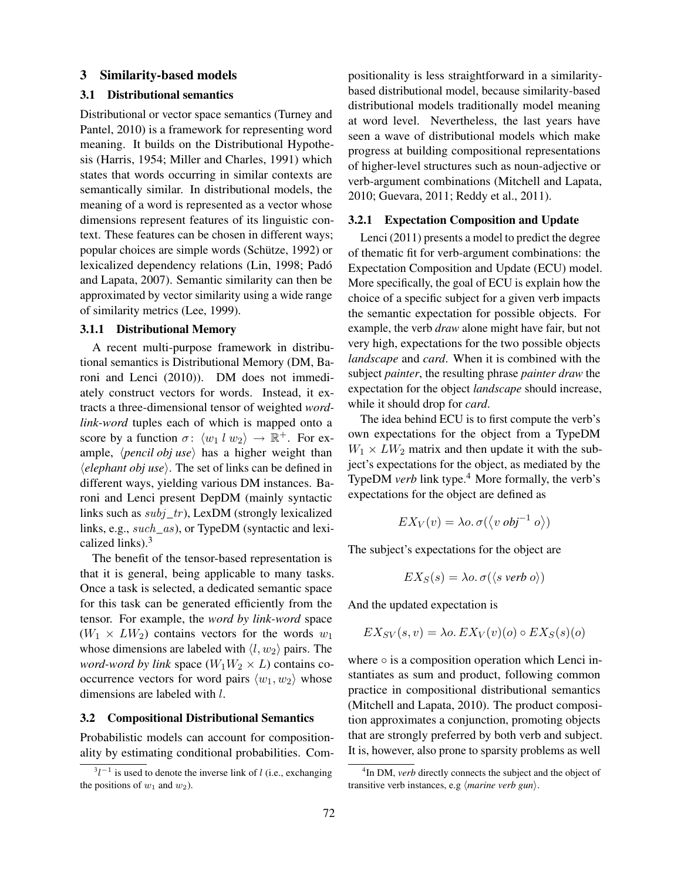## 3 Similarity-based models

### 3.1 Distributional semantics

Distributional or vector space semantics (Turney and Pantel, 2010) is a framework for representing word meaning. It builds on the Distributional Hypothesis (Harris, 1954; Miller and Charles, 1991) which states that words occurring in similar contexts are semantically similar. In distributional models, the meaning of a word is represented as a vector whose dimensions represent features of its linguistic context. These features can be chosen in different ways; popular choices are simple words (Schütze, 1992) or lexicalized dependency relations (Lin, 1998; Padó and Lapata, 2007). Semantic similarity can then be approximated by vector similarity using a wide range of similarity metrics (Lee, 1999).

#### 3.1.1 Distributional Memory

A recent multi-purpose framework in distributional semantics is Distributional Memory (DM, Baroni and Lenci (2010)). DM does not immediately construct vectors for words. Instead, it extracts a three-dimensional tensor of weighted *word-link-word* tuples each of which is mapped onto a score by a function $\sigma\colon \langle w_1\ l\ w_2\rangle \rightarrow \mathbb{R}^+$. For example, ⟨*pencil obj use*⟩ has a higher weight than ⟨*elephant obj use*⟩. The set of links can be defined in different ways, yielding various DM instances. Baroni and Lenci present DepDM (mainly syntactic links such as $subj\_tr$), LexDM (strongly lexicalized links, e.g., $such\_as$), or TypeDM (syntactic and lexicalized links).[3]

The benefit of the tensor-based representation is that it is general, being applicable to many tasks. Once a task is selected, a dedicated semantic space for this task can be generated efficiently from the tensor. For example, the *word by link-word* space ($W_1 \times LW_2$) contains vectors for the words $w_1$ whose dimensions are labeled with $\langle l, w_2\rangle$ pairs. The *word-word by link* space ($W_1W_2 \times L$) contains co-occurrence vectors for word pairs $\langle w_1, w_2\rangle$ whose dimensions are labeled with $l$.

### 3.2 Compositional Distributional Semantics

Probabilistic models can account for compositionality by estimating conditional probabilities. Compositionality is less straightforward in a similarity-based distributional model, because similarity-based distributional models traditionally model meaning at word level. Nevertheless, the last years have seen a wave of distributional models which make progress at building compositional representations of higher-level structures such as noun-adjective or verb-argument combinations (Mitchell and Lapata, 2010; Guevara, 2011; Reddy et al., 2011).

#### 3.2.1 Expectation Composition and Update

Lenci (2011) presents a model to predict the degree of thematic fit for verb-argument combinations: the Expectation Composition and Update (ECU) model. More specifically, the goal of ECU is explain how the choice of a specific subject for a given verb impacts the semantic expectation for possible objects. For example, the verb *draw* alone might have fair, but not very high, expectations for the two possible objects *landscape* and *card*. When it is combined with the subject *painter*, the resulting phrase *painter draw* the expectation for the object *landscape* should increase, while it should drop for *card*.

The idea behind ECU is to first compute the verb's own expectations for the object from a TypeDM $W_1 \times LW_2$ matrix and then update it with the subject's expectations for the object, as mediated by the TypeDM *verb* link type.[4] More formally, the verb's expectations for the object are defined as

$$EX_V(v) = \lambda o.\, \sigma(\langle v\ \textit{obj}^{-1}\ o\rangle)$$

The subject's expectations for the object are

$$EX_S(s) = \lambda o.\, \sigma(\langle s\ \textit{verb}\ o\rangle)$$

And the updated expectation is

$$EX_{SV}(s, v) = \lambda o.\, EX_V(v)(o) \circ EX_S(s)(o)$$

where $\circ$ is a composition operation which Lenci instantiates as sum and product, following common practice in compositional distributional semantics (Mitchell and Lapata, 2010). The product composition approximates a conjunction, promoting objects that are strongly preferred by both verb and subject. It is, however, also prone to sparsity problems as well

[3] $l^{-1}$ is used to denote the inverse link of $l$ (i.e., exchanging the positions of $w_1$ and $w_2$).

[4] In DM, *verb* directly connects the subject and the object of transitive verb instances, e.g ⟨*marine verb gun*⟩.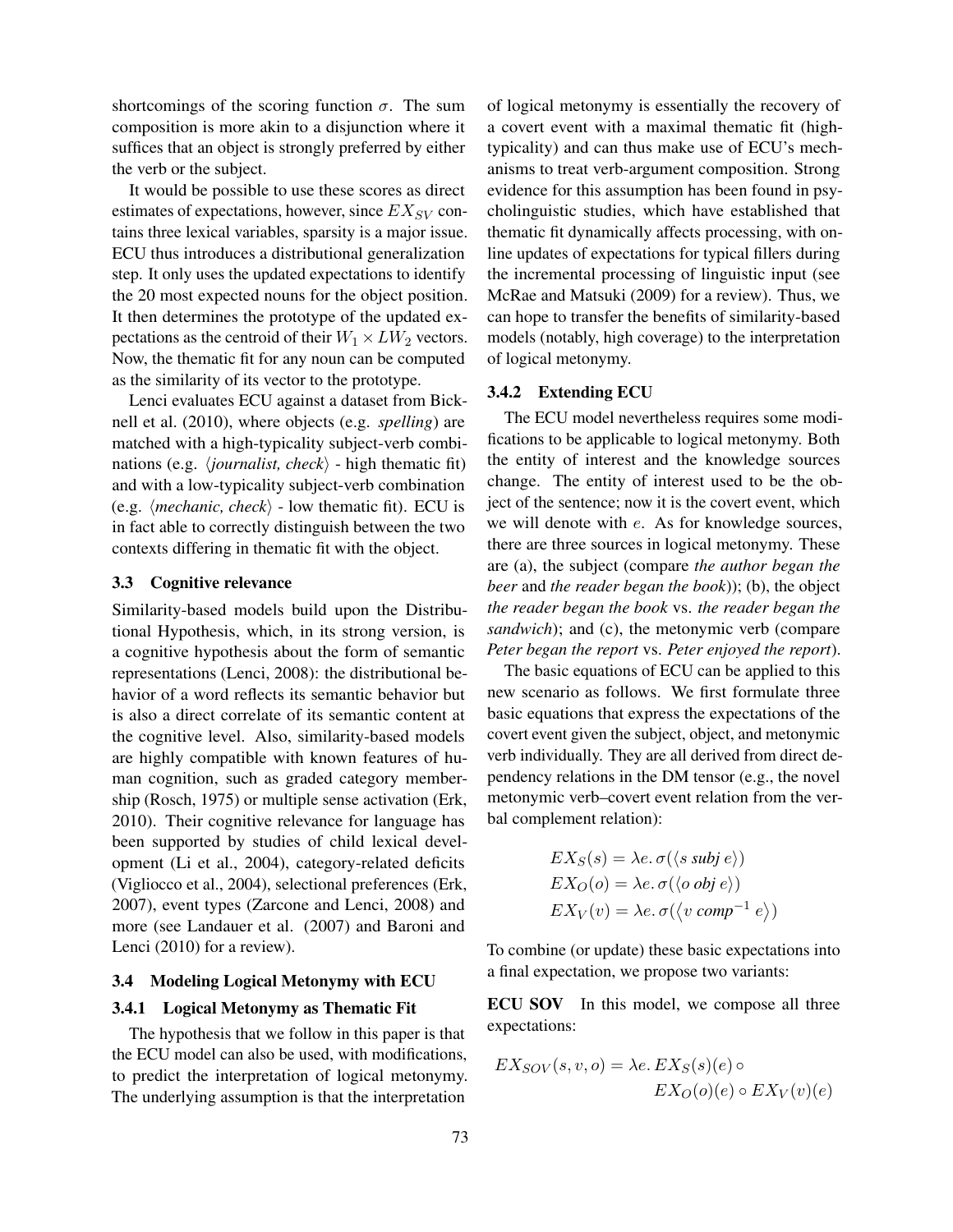shortcomings of the scoring function $\sigma$. The sum composition is more akin to a disjunction where it suffices that an object is strongly preferred by either the verb or the subject.

It would be possible to use these scores as direct estimates of expectations, however, since $EX_{SV}$ contains three lexical variables, sparsity is a major issue. ECU thus introduces a distributional generalization step. It only uses the updated expectations to identify the 20 most expected nouns for the object position. It then determines the prototype of the updated expectations as the centroid of their $W_1 \times LW_2$ vectors. Now, the thematic fit for any noun can be computed as the similarity of its vector to the prototype.

Lenci evaluates ECU against a dataset from Bicknell et al. (2010), where objects (e.g. *spelling*) are matched with a high-typicality subject-verb combinations (e.g. $\langle$*journalist, check*$\rangle$ - high thematic fit) and with a low-typicality subject-verb combination (e.g. $\langle$*mechanic, check*$\rangle$ - low thematic fit). ECU is in fact able to correctly distinguish between the two contexts differing in thematic fit with the object.

### 3.3 Cognitive relevance

Similarity-based models build upon the Distributional Hypothesis, which, in its strong version, is a cognitive hypothesis about the form of semantic representations (Lenci, 2008): the distributional behavior of a word reflects its semantic behavior but is also a direct correlate of its semantic content at the cognitive level. Also, similarity-based models are highly compatible with known features of human cognition, such as graded category membership (Rosch, 1975) or multiple sense activation (Erk, 2010). Their cognitive relevance for language has been supported by studies of child lexical development (Li et al., 2004), category-related deficits (Vigliocco et al., 2004), selectional preferences (Erk, 2007), event types (Zarcone and Lenci, 2008) and more (see Landauer et al. (2007) and Baroni and Lenci (2010) for a review).

### 3.4 Modeling Logical Metonymy with ECU

#### 3.4.1 Logical Metonymy as Thematic Fit

The hypothesis that we follow in this paper is that the ECU model can also be used, with modifications, to predict the interpretation of logical metonymy. The underlying assumption is that the interpretation of logical metonymy is essentially the recovery of a covert event with a maximal thematic fit (high-typicality) and can thus make use of ECU's mechanisms to treat verb-argument composition. Strong evidence for this assumption has been found in psycholinguistic studies, which have established that thematic fit dynamically affects processing, with online updates of expectations for typical fillers during the incremental processing of linguistic input (see McRae and Matsuki (2009) for a review). Thus, we can hope to transfer the benefits of similarity-based models (notably, high coverage) to the interpretation of logical metonymy.

#### 3.4.2 Extending ECU

The ECU model nevertheless requires some modifications to be applicable to logical metonymy. Both the entity of interest and the knowledge sources change. The entity of interest used to be the object of the sentence; now it is the covert event, which we will denote with $e$. As for knowledge sources, there are three sources in logical metonymy. These are (a), the subject (compare *the author began the beer* and *the reader began the book*)); (b), the object *the reader began the book* vs. *the reader began the sandwich*); and (c), the metonymic verb (compare *Peter began the report* vs. *Peter enjoyed the report*).

The basic equations of ECU can be applied to this new scenario as follows. We first formulate three basic equations that express the expectations of the covert event given the subject, object, and metonymic verb individually. They are all derived from direct dependency relations in the DM tensor (e.g., the novel metonymic verb–covert event relation from the verbal complement relation):

$$
\begin{aligned}
EX_S(s) &= \lambda e.\, \sigma(\langle s \ \textit{subj}\ e\rangle) \\
EX_O(o) &= \lambda e.\, \sigma(\langle o \ \textit{obj}\ e\rangle) \\
EX_V(v) &= \lambda e.\, \sigma(\langle v \ \textit{comp}^{-1}\ e\rangle)
\end{aligned}
$$

To combine (or update) these basic expectations into a final expectation, we propose two variants:

**ECU SOV** In this model, we compose all three expectations:

$$
EX_{SOV}(s, v, o) = \lambda e.\, EX_S(s)(e) \circ EX_O(o)(e) \circ EX_V(v)(e)
$$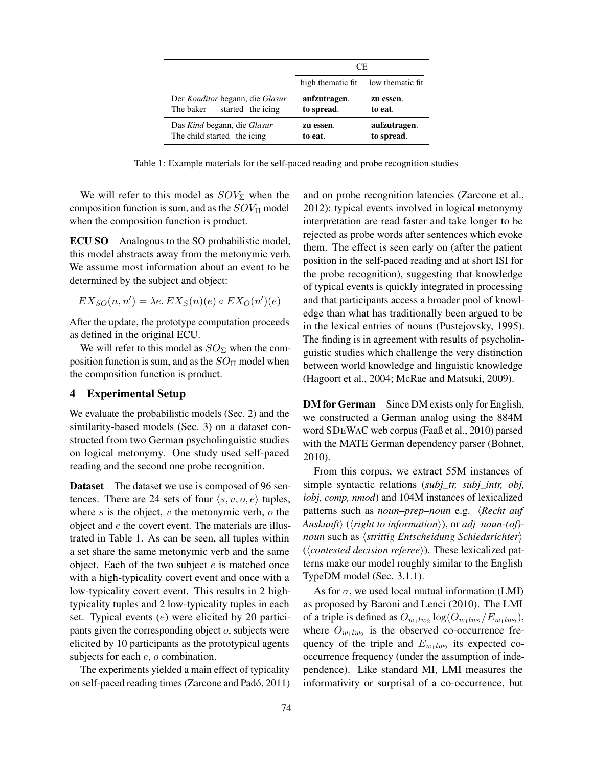| | CE | |
|---|---|---|
| | high thematic fit | low thematic fit |
| Der *Konditor* begann, die *Glasur*<br>The baker started the icing | **aufzutragen**.<br>**to spread**. | **zu essen**.<br>**to eat**. |
| Das *Kind* begann, die *Glasur*<br>The child started the icing | **zu essen**.<br>**to eat**. | **aufzutragen**.<br>**to spread**. |

Table 1: Example materials for the self-paced reading and probe recognition studies

We will refer to this model as $SOV_{\Sigma}$ when the composition function is sum, and as the $SOV_{\Pi}$ model when the composition function is product.

**ECU SO** Analogous to the SO probabilistic model, this model abstracts away from the metonymic verb. We assume most information about an event to be determined by the subject and object:

$$EX_{SO}(n, n') = \lambda e.\, EX_S(n)(e) \circ EX_O(n')(e)$$

After the update, the prototype computation proceeds as defined in the original ECU.

We will refer to this model as $SO_{\Sigma}$ when the composition function is sum, and as the $SO_{\Pi}$ model when the composition function is product.

## 4 Experimental Setup

We evaluate the probabilistic models (Sec. 2) and the similarity-based models (Sec. 3) on a dataset constructed from two German psycholinguistic studies on logical metonymy. One study used self-paced reading and the second one probe recognition.

**Dataset** The dataset we use is composed of 96 sentences. There are 24 sets of four $\langle s, v, o, e \rangle$ tuples, where $s$ is the object, $v$ the metonymic verb, $o$ the object and $e$ the covert event. The materials are illustrated in Table 1. As can be seen, all tuples within a set share the same metonymic verb and the same object. Each of the two subject $e$ is matched once with a high-typicality covert event and once with a low-typicality covert event. This results in 2 high-typicality tuples and 2 low-typicality tuples in each set. Typical events ($e$) were elicited by 20 participants given the corresponding object $o$, subjects were elicited by 10 participants as the prototypical agents subjects for each $e$, $o$ combination.

The experiments yielded a main effect of typicality on self-paced reading times (Zarcone and Padó, 2011) and on probe recognition latencies (Zarcone et al., 2012): typical events involved in logical metonymy interpretation are read faster and take longer to be rejected as probe words after sentences which evoke them. The effect is seen early on (after the patient position in the self-paced reading and at short ISI for the probe recognition), suggesting that knowledge of typical events is quickly integrated in processing and that participants access a broader pool of knowledge than what has traditionally been argued to be in the lexical entries of nouns (Pustejovsky, 1995). The finding is in agreement with results of psycholinguistic studies which challenge the very distinction between world knowledge and linguistic knowledge (Hagoort et al., 2004; McRae and Matsuki, 2009).

**DM for German** Since DM exists only for English, we constructed a German analog using the 884M word SDEWAC web corpus (Faaß et al., 2010) parsed with the MATE German dependency parser (Bohnet, 2010).

From this corpus, we extract 55M instances of simple syntactic relations (*subj_tr, subj_intr, obj, iobj, comp, nmod*) and 104M instances of lexicalized patterns such as *noun–prep–noun* e.g. ⟨*Recht auf Auskunft*⟩ (⟨*right to information*⟩), or *adj–noun-(of)-noun* such as ⟨*strittig Entscheidung Schiedsrichter*⟩ (⟨*contested decision referee*⟩). These lexicalized patterns make our model roughly similar to the English TypeDM model (Sec. 3.1.1).

As for $\sigma$, we used local mutual information (LMI) as proposed by Baroni and Lenci (2010). The LMI of a triple is defined as $O_{w_1 l w_2} \log(O_{w_1 l w_2}/E_{w_1 l w_2})$, where $O_{w_1 l w_2}$ is the observed co-occurrence frequency of the triple and $E_{w_1 l w_2}$ its expected co-occurrence frequency (under the assumption of independence). Like standard MI, LMI measures the informativity or surprisal of a co-occurrence, but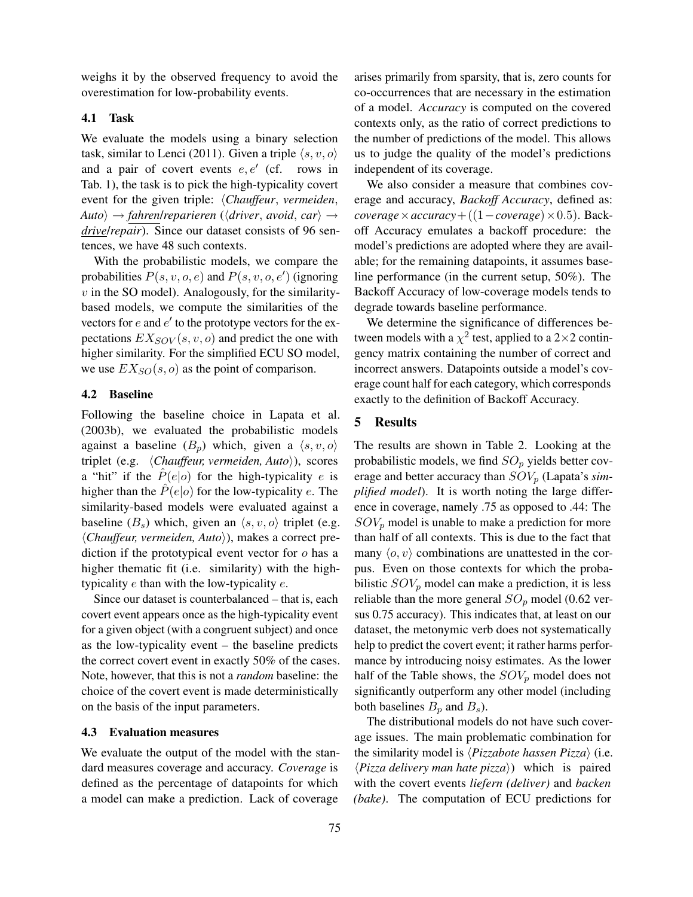weighs it by the observed frequency to avoid the overestimation for low-probability events.

### 4.1 Task

We evaluate the models using a binary selection task, similar to Lenci (2011). Given a triple $\langle s, v, o\rangle$ and a pair of covert events $e, e'$ (cf. rows in Tab. 1), the task is to pick the high-typicality covert event for the given triple: $\langle$*Chauffeur*, *vermeiden*, *Auto*$\rangle \rightarrow$ *fahren*/*reparieren* ($\langle$*driver*, *avoid*, *car*$\rangle \rightarrow$ ***drive***/*repair*). Since our dataset consists of 96 sentences, we have 48 such contexts.

With the probabilistic models, we compare the probabilities $P(s, v, o, e)$ and $P(s, v, o, e')$ (ignoring $v$ in the SO model). Analogously, for the similarity-based models, we compute the similarities of the vectors for $e$ and $e'$ to the prototype vectors for the expectations $EX_{SOV}(s, v, o)$ and predict the one with higher similarity. For the simplified ECU SO model, we use $EX_{SO}(s, o)$ as the point of comparison.

### 4.2 Baseline

Following the baseline choice in Lapata et al. (2003b), we evaluated the probabilistic models against a baseline ($B_p$) which, given a $\langle s, v, o\rangle$ triplet (e.g. $\langle$*Chauffeur, vermeiden, Auto*$\rangle$), scores a "hit" if the $\hat{P}(e|o)$ for the high-typicality $e$ is higher than the $\hat{P}(e|o)$ for the low-typicality $e$. The similarity-based models were evaluated against a baseline ($B_s$) which, given an $\langle s, v, o\rangle$ triplet (e.g. $\langle$*Chauffeur, vermeiden, Auto*$\rangle$), makes a correct prediction if the prototypical event vector for $o$ has a higher thematic fit (i.e. similarity) with the high-typicality $e$ than with the low-typicality $e$.

Since our dataset is counterbalanced – that is, each covert event appears once as the high-typicality event for a given object (with a congruent subject) and once as the low-typicality event – the baseline predicts the correct covert event in exactly 50% of the cases. Note, however, that this is not a *random* baseline: the choice of the covert event is made deterministically on the basis of the input parameters.

### 4.3 Evaluation measures

We evaluate the output of the model with the standard measures coverage and accuracy. *Coverage* is defined as the percentage of datapoints for which a model can make a prediction. Lack of coverage arises primarily from sparsity, that is, zero counts for co-occurrences that are necessary in the estimation of a model. *Accuracy* is computed on the covered contexts only, as the ratio of correct predictions to the number of predictions of the model. This allows us to judge the quality of the model's predictions independent of its coverage.

We also consider a measure that combines coverage and accuracy, *Backoff Accuracy*, defined as: $\textit{coverage} \times \textit{accuracy} + ((1 - \textit{coverage}) \times 0.5)$. Backoff Accuracy emulates a backoff procedure: the model's predictions are adopted where they are available; for the remaining datapoints, it assumes baseline performance (in the current setup, 50%). The Backoff Accuracy of low-coverage models tends to degrade towards baseline performance.

We determine the significance of differences between models with a $\chi^2$ test, applied to a $2 \times 2$ contingency matrix containing the number of correct and incorrect answers. Datapoints outside a model's coverage count half for each category, which corresponds exactly to the definition of Backoff Accuracy.

## 5 Results

The results are shown in Table 2. Looking at the probabilistic models, we find $SO_p$ yields better coverage and better accuracy than $SOV_p$ (Lapata's *simplified model*). It is worth noting the large difference in coverage, namely .75 as opposed to .44: The $SOV_p$ model is unable to make a prediction for more than half of all contexts. This is due to the fact that many $\langle o, v\rangle$ combinations are unattested in the corpus. Even on those contexts for which the probabilistic $SOV_p$ model can make a prediction, it is less reliable than the more general $SO_p$ model (0.62 versus 0.75 accuracy). This indicates that, at least on our dataset, the metonymic verb does not systematically help to predict the covert event; it rather harms performance by introducing noisy estimates. As the lower half of the Table shows, the $SOV_p$ model does not significantly outperform any other model (including both baselines $B_p$ and $B_s$).

The distributional models do not have such coverage issues. The main problematic combination for the similarity model is $\langle$*Pizzabote hassen Pizza*$\rangle$ (i.e. $\langle$*Pizza delivery man hate pizza*$\rangle$) which is paired with the covert events *liefern (deliver)* and *backen (bake)*. The computation of ECU predictions for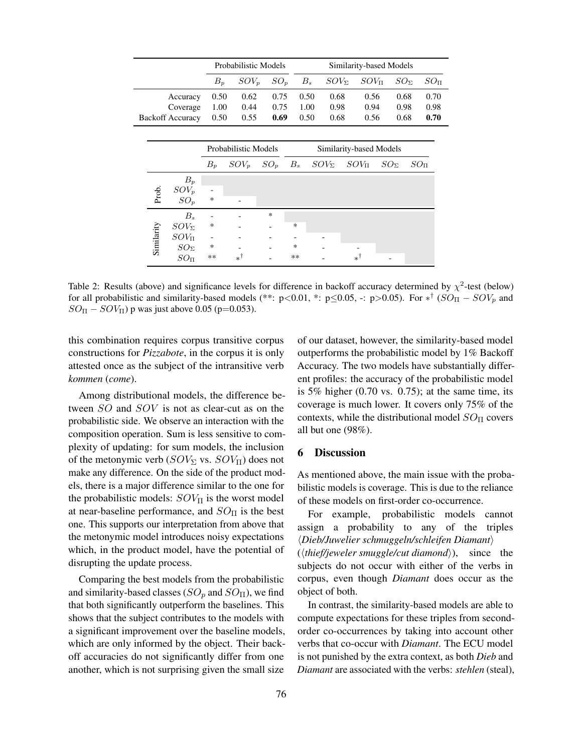| | Probabilistic Models | | | Similarity-based Models | | | | |
|---|---|---|---|---|---|---|---|---|
| | $B_p$ | $SOV_p$ | $SO_p$ | $B_s$ | $SOV_\Sigma$ | $SOV_\Pi$ | $SO_\Sigma$ | $SO_\Pi$ |
| Accuracy | 0.50 | 0.62 | 0.75 | 0.50 | 0.68 | 0.56 | 0.68 | 0.70 |
| Coverage | 1.00 | 0.44 | 0.75 | 1.00 | 0.98 | 0.94 | 0.98 | 0.98 |
| Backoff Accuracy | 0.50 | 0.55 | **0.69** | 0.50 | 0.68 | 0.56 | 0.68 | **0.70** |

| | | Probabilistic Models | | | Similarity-based Models | | | | |
|---|---|---|---|---|---|---|---|---|---|
| | | $B_p$ | $SOV_p$ | $SO_p$ | $B_s$ | $SOV_\Sigma$ | $SOV_\Pi$ | $SO_\Sigma$ | $SO_\Pi$ |
| Prob. | $B_p$ | | | | | | | | |
| | $SOV_p$ | - | | | | | | | |
| | $SO_p$ | * | - | | | | | | |
| Similarity | $B_s$ | - | - | * | | | | | |
| | $SOV_\Sigma$ | * | - | - | * | | | | |
| | $SOV_\Pi$ | - | - | - | - | - | | | |
| | $SO_\Sigma$ | * | - | - | * | - | - | | |
| | $SO_\Pi$ | ** | $*^\dagger$ | - | ** | - | $*^\dagger$ | - | |

Table 2: Results (above) and significance levels for difference in backoff accuracy determined by $\chi^2$-test (below) for all probabilistic and similarity-based models (**: p<0.01, *: p≤0.05, -: p>0.05). For $*^\dagger$ ($SO_\Pi - SOV_p$ and $SO_\Pi - SOV_\Pi$) p was just above 0.05 (p=0.053).

this combination requires corpus transitive corpus constructions for *Pizzabote*, in the corpus it is only attested once as the subject of the intransitive verb *kommen* (*come*).

Among distributional models, the difference between $SO$ and $SOV$ is not as clear-cut as on the probabilistic side. We observe an interaction with the composition operation. Sum is less sensitive to complexity of updating: for sum models, the inclusion of the metonymic verb ($SOV_\Sigma$ vs. $SOV_\Pi$) does not make any difference. On the side of the product models, there is a major difference similar to the one for the probabilistic models: $SOV_\Pi$ is the worst model at near-baseline performance, and $SO_\Pi$ is the best one. This supports our interpretation from above that the metonymic model introduces noisy expectations which, in the product model, have the potential of disrupting the update process.

Comparing the best models from the probabilistic and similarity-based classes ($SO_p$ and $SO_\Pi$), we find that both significantly outperform the baselines. This shows that the subject contributes to the models with a significant improvement over the baseline models, which are only informed by the object. Their backoff accuracies do not significantly differ from one another, which is not surprising given the small size of our dataset, however, the similarity-based model outperforms the probabilistic model by 1% Backoff Accuracy. The two models have substantially different profiles: the accuracy of the probabilistic model is 5% higher (0.70 vs. 0.75); at the same time, its coverage is much lower. It covers only 75% of the contexts, while the distributional model $SO_\Pi$ covers all but one (98%).

## 6 Discussion

As mentioned above, the main issue with the probabilistic models is coverage. This is due to the reliance of these models on first-order co-occurrence.

For example, probabilistic models cannot assign a probability to any of the triples ⟨*Dieb/Juwelier schmuggeln/schleifen Diamant*⟩ (⟨*thief/jeweler smuggle/cut diamond*⟩), since the subjects do not occur with either of the verbs in corpus, even though *Diamant* does occur as the object of both.

In contrast, the similarity-based models are able to compute expectations for these triples from second-order co-occurrences by taking into account other verbs that co-occur with *Diamant*. The ECU model is not punished by the extra context, as both *Dieb* and *Diamant* are associated with the verbs: *stehlen* (steal),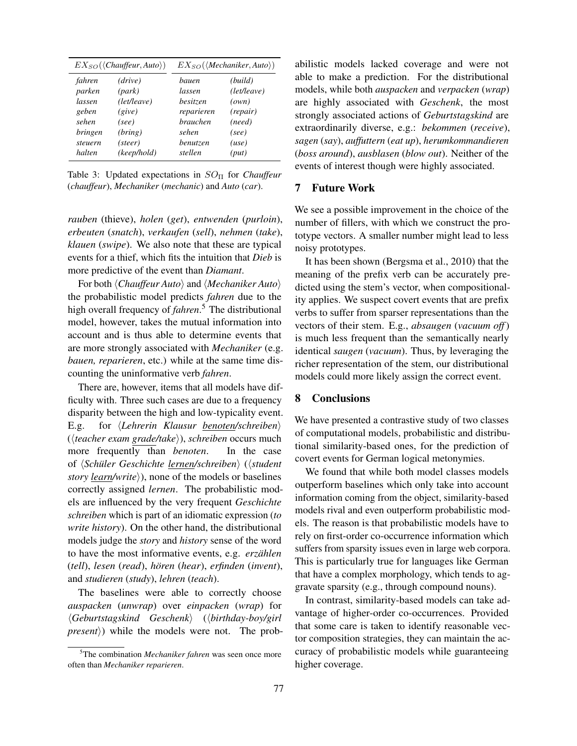| $EX_{SO}(\langle$*Chauffeur, Auto*$\rangle)$ | | $EX_{SO}(\langle$*Mechaniker, Auto*$\rangle)$ | |
|---|---|---|---|
| *fahren* | *(drive)* | *bauen* | *(build)* |
| *parken* | *(park)* | *lassen* | *(let/leave)* |
| *lassen* | *(let/leave)* | *besitzen* | *(own)* |
| *geben* | *(give)* | *reparieren* | *(repair)* |
| *sehen* | *(see)* | *brauchen* | *(need)* |
| *bringen* | *(bring)* | *sehen* | *(see)* |
| *steuern* | *(steer)* | *benutzen* | *(use)* |
| *halten* | *(keep/hold)* | *stellen* | *(put)* |

Table 3: Updated expectations in $SO_{\Pi}$ for *Chauffeur* (*chauffeur*), *Mechaniker* (*mechanic*) and *Auto* (*car*).

*rauben* (thieve), *holen* (*get*), *entwenden* (*purloin*), *erbeuten* (*snatch*), *verkaufen* (*sell*), *nehmen* (*take*), *klauen* (*swipe*). We also note that these are typical events for a thief, which fits the intuition that *Dieb* is more predictive of the event than *Diamant*.

For both ⟨*Chauffeur Auto*⟩ and ⟨*Mechaniker Auto*⟩ the probabilistic model predicts *fahren* due to the high overall frequency of *fahren*.[5] The distributional model, however, takes the mutual information into account and is thus able to determine events that are more strongly associated with *Mechaniker* (e.g. *bauen, reparieren*, etc.) while at the same time discounting the uninformative verb *fahren*.

There are, however, items that all models have difficulty with. Three such cases are due to a frequency disparity between the high and low-typicality event. E.g. for ⟨*Lehrerin Klausur benoten/schreiben*⟩ (⟨*teacher exam grade/take*⟩), *schreiben* occurs much more frequently than *benoten*. In the case of ⟨*Schüler Geschichte lernen/schreiben*⟩ (⟨*student story learn/write*⟩), none of the models or baselines correctly assigned *lernen*. The probabilistic models are influenced by the very frequent *Geschichte schreiben* which is part of an idiomatic expression (*to write history*). On the other hand, the distributional models judge the *story* and *history* sense of the word to have the most informative events, e.g. *erzählen* (*tell*), *lesen* (*read*), *hören* (*hear*), *erfinden* (*invent*), and *studieren* (*study*), *lehren* (*teach*).

The baselines were able to correctly choose *auspacken* (*unwrap*) over *einpacken* (*wrap*) for ⟨*Geburtstagskind Geschenk*⟩ (⟨*birthday-boy/girl present*⟩) while the models were not. The probabilistic models lacked coverage and were not able to make a prediction. For the distributional models, while both *auspacken* and *verpacken* (*wrap*) are highly associated with *Geschenk*, the most strongly associated actions of *Geburtstagskind* are extraordinarily diverse, e.g.: *bekommen* (*receive*), *sagen* (*say*), *auffuttern* (*eat up*), *herumkommandieren* (*boss around*), *ausblasen* (*blow out*). Neither of the events of interest though were highly associated.

[5]The combination *Mechaniker fahren* was seen once more often than *Mechaniker reparieren*.

## 7 Future Work

We see a possible improvement in the choice of the number of fillers, with which we construct the prototype vectors. A smaller number might lead to less noisy prototypes.

It has been shown (Bergsma et al., 2010) that the meaning of the prefix verb can be accurately predicted using the stem's vector, when compositionality applies. We suspect covert events that are prefix verbs to suffer from sparser representations than the vectors of their stem. E.g., *absaugen* (*vacuum off*) is much less frequent than the semantically nearly identical *saugen* (*vacuum*). Thus, by leveraging the richer representation of the stem, our distributional models could more likely assign the correct event.

## 8 Conclusions

We have presented a contrastive study of two classes of computational models, probabilistic and distributional similarity-based ones, for the prediction of covert events for German logical metonymies.

We found that while both model classes models outperform baselines which only take into account information coming from the object, similarity-based models rival and even outperform probabilistic models. The reason is that probabilistic models have to rely on first-order co-occurrence information which suffers from sparsity issues even in large web corpora. This is particularly true for languages like German that have a complex morphology, which tends to aggravate sparsity (e.g., through compound nouns).

In contrast, similarity-based models can take advantage of higher-order co-occurrences. Provided that some care is taken to identify reasonable vector composition strategies, they can maintain the accuracy of probabilistic models while guaranteeing higher coverage.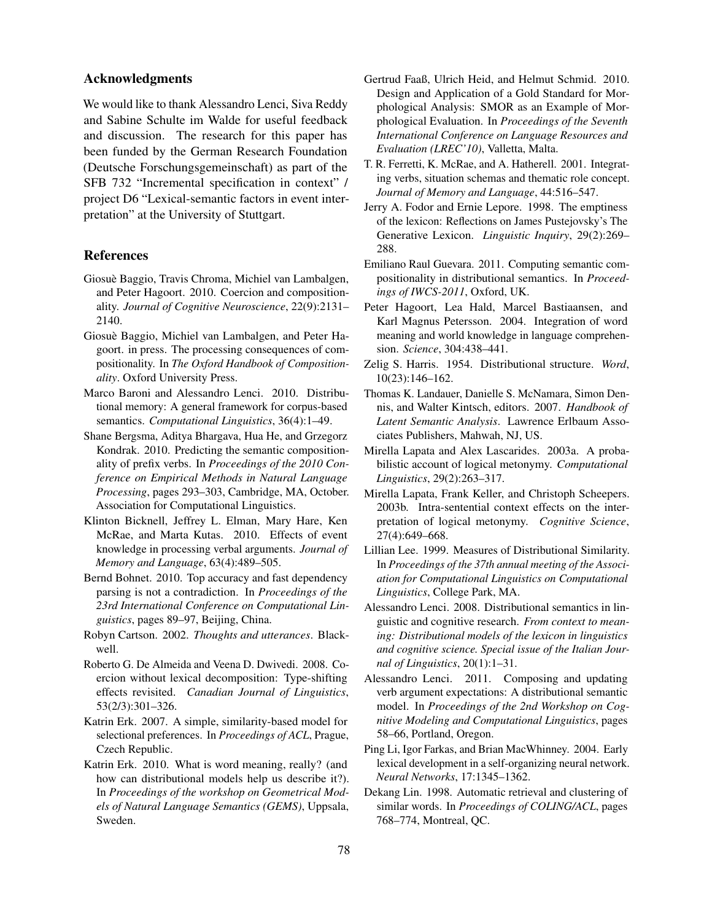## Acknowledgments

We would like to thank Alessandro Lenci, Siva Reddy and Sabine Schulte im Walde for useful feedback and discussion. The research for this paper has been funded by the German Research Foundation (Deutsche Forschungsgemeinschaft) as part of the SFB 732 "Incremental specification in context" / project D6 "Lexical-semantic factors in event interpretation" at the University of Stuttgart.

## References

Giosuè Baggio, Travis Chroma, Michiel van Lambalgen, and Peter Hagoort. 2010. Coercion and compositionality. *Journal of Cognitive Neuroscience*, 22(9):2131–2140.

Giosuè Baggio, Michiel van Lambalgen, and Peter Hagoort. in press. The processing consequences of compositionality. In *The Oxford Handbook of Compositionality*. Oxford University Press.

Marco Baroni and Alessandro Lenci. 2010. Distributional memory: A general framework for corpus-based semantics. *Computational Linguistics*, 36(4):1–49.

Shane Bergsma, Aditya Bhargava, Hua He, and Grzegorz Kondrak. 2010. Predicting the semantic compositionality of prefix verbs. In *Proceedings of the 2010 Conference on Empirical Methods in Natural Language Processing*, pages 293–303, Cambridge, MA, October. Association for Computational Linguistics.

Klinton Bicknell, Jeffrey L. Elman, Mary Hare, Ken McRae, and Marta Kutas. 2010. Effects of event knowledge in processing verbal arguments. *Journal of Memory and Language*, 63(4):489–505.

Bernd Bohnet. 2010. Top accuracy and fast dependency parsing is not a contradiction. In *Proceedings of the 23rd International Conference on Computational Linguistics*, pages 89–97, Beijing, China.

Robyn Cartson. 2002. *Thoughts and utterances*. Blackwell.

Roberto G. De Almeida and Veena D. Dwivedi. 2008. Coercion without lexical decomposition: Type-shifting effects revisited. *Canadian Journal of Linguistics*, 53(2/3):301–326.

Katrin Erk. 2007. A simple, similarity-based model for selectional preferences. In *Proceedings of ACL*, Prague, Czech Republic.

Katrin Erk. 2010. What is word meaning, really? (and how can distributional models help us describe it?). In *Proceedings of the workshop on Geometrical Models of Natural Language Semantics (GEMS)*, Uppsala, Sweden.

Gertrud Faaß, Ulrich Heid, and Helmut Schmid. 2010. Design and Application of a Gold Standard for Morphological Analysis: SMOR as an Example of Morphological Evaluation. In *Proceedings of the Seventh International Conference on Language Resources and Evaluation (LREC'10)*, Valletta, Malta.

T. R. Ferretti, K. McRae, and A. Hatherell. 2001. Integrating verbs, situation schemas and thematic role concept. *Journal of Memory and Language*, 44:516–547.

Jerry A. Fodor and Ernie Lepore. 1998. The emptiness of the lexicon: Reflections on James Pustejovsky's The Generative Lexicon. *Linguistic Inquiry*, 29(2):269–288.

Emiliano Raul Guevara. 2011. Computing semantic compositionality in distributional semantics. In *Proceedings of IWCS-2011*, Oxford, UK.

Peter Hagoort, Lea Hald, Marcel Bastiaansen, and Karl Magnus Petersson. 2004. Integration of word meaning and world knowledge in language comprehension. *Science*, 304:438–441.

Zelig S. Harris. 1954. Distributional structure. *Word*, 10(23):146–162.

Thomas K. Landauer, Danielle S. McNamara, Simon Dennis, and Walter Kintsch, editors. 2007. *Handbook of Latent Semantic Analysis*. Lawrence Erlbaum Associates Publishers, Mahwah, NJ, US.

Mirella Lapata and Alex Lascarides. 2003a. A probabilistic account of logical metonymy. *Computational Linguistics*, 29(2):263–317.

Mirella Lapata, Frank Keller, and Christoph Scheepers. 2003b. Intra-sentential context effects on the interpretation of logical metonymy. *Cognitive Science*, 27(4):649–668.

Lillian Lee. 1999. Measures of Distributional Similarity. In *Proceedings of the 37th annual meeting of the Association for Computational Linguistics on Computational Linguistics*, College Park, MA.

Alessandro Lenci. 2008. Distributional semantics in linguistic and cognitive research. *From context to meaning: Distributional models of the lexicon in linguistics and cognitive science. Special issue of the Italian Journal of Linguistics*, 20(1):1–31.

Alessandro Lenci. 2011. Composing and updating verb argument expectations: A distributional semantic model. In *Proceedings of the 2nd Workshop on Cognitive Modeling and Computational Linguistics*, pages 58–66, Portland, Oregon.

Ping Li, Igor Farkas, and Brian MacWhinney. 2004. Early lexical development in a self-organizing neural network. *Neural Networks*, 17:1345–1362.

Dekang Lin. 1998. Automatic retrieval and clustering of similar words. In *Proceedings of COLING/ACL*, pages 768–774, Montreal, QC.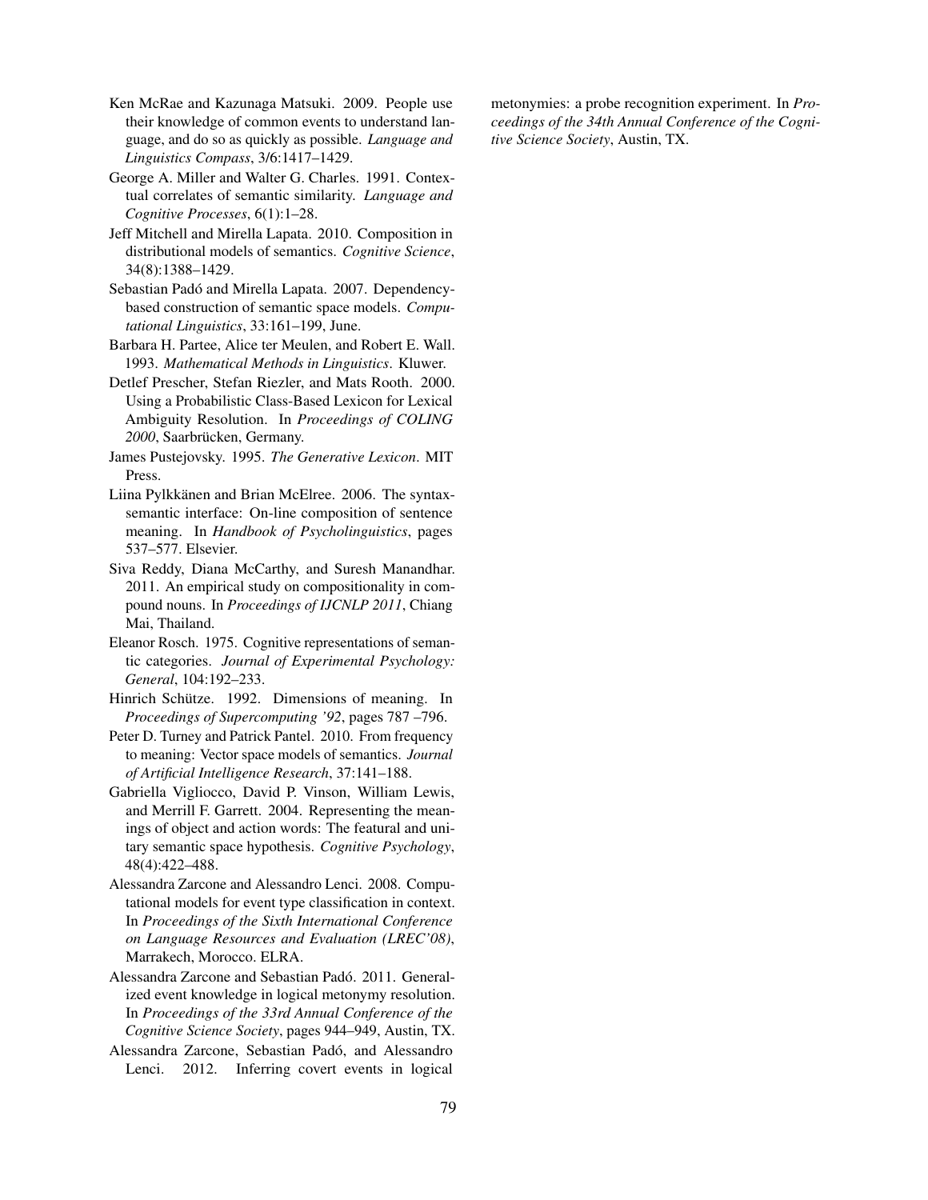Ken McRae and Kazunaga Matsuki. 2009. People use their knowledge of common events to understand language, and do so as quickly as possible. *Language and Linguistics Compass*, 3/6:1417–1429.

George A. Miller and Walter G. Charles. 1991. Contextual correlates of semantic similarity. *Language and Cognitive Processes*, 6(1):1–28.

Jeff Mitchell and Mirella Lapata. 2010. Composition in distributional models of semantics. *Cognitive Science*, 34(8):1388–1429.

Sebastian Padó and Mirella Lapata. 2007. Dependency-based construction of semantic space models. *Computational Linguistics*, 33:161–199, June.

Barbara H. Partee, Alice ter Meulen, and Robert E. Wall. 1993. *Mathematical Methods in Linguistics*. Kluwer.

Detlef Prescher, Stefan Riezler, and Mats Rooth. 2000. Using a Probabilistic Class-Based Lexicon for Lexical Ambiguity Resolution. In *Proceedings of COLING 2000*, Saarbrücken, Germany.

James Pustejovsky. 1995. *The Generative Lexicon*. MIT Press.

Liina Pylkkänen and Brian McElree. 2006. The syntax-semantic interface: On-line composition of sentence meaning. In *Handbook of Psycholinguistics*, pages 537–577. Elsevier.

Siva Reddy, Diana McCarthy, and Suresh Manandhar. 2011. An empirical study on compositionality in compound nouns. In *Proceedings of IJCNLP 2011*, Chiang Mai, Thailand.

Eleanor Rosch. 1975. Cognitive representations of semantic categories. *Journal of Experimental Psychology: General*, 104:192–233.

Hinrich Schütze. 1992. Dimensions of meaning. In *Proceedings of Supercomputing '92*, pages 787 –796.

Peter D. Turney and Patrick Pantel. 2010. From frequency to meaning: Vector space models of semantics. *Journal of Artificial Intelligence Research*, 37:141–188.

Gabriella Vigliocco, David P. Vinson, William Lewis, and Merrill F. Garrett. 2004. Representing the meanings of object and action words: The featural and unitary semantic space hypothesis. *Cognitive Psychology*, 48(4):422–488.

Alessandra Zarcone and Alessandro Lenci. 2008. Computational models for event type classification in context. In *Proceedings of the Sixth International Conference on Language Resources and Evaluation (LREC'08)*, Marrakech, Morocco. ELRA.

Alessandra Zarcone and Sebastian Padó. 2011. Generalized event knowledge in logical metonymy resolution. In *Proceedings of the 33rd Annual Conference of the Cognitive Science Society*, pages 944–949, Austin, TX.

Alessandra Zarcone, Sebastian Padó, and Alessandro Lenci. 2012. Inferring covert events in logical metonymies: a probe recognition experiment. In *Proceedings of the 34th Annual Conference of the Cognitive Science Society*, Austin, TX.